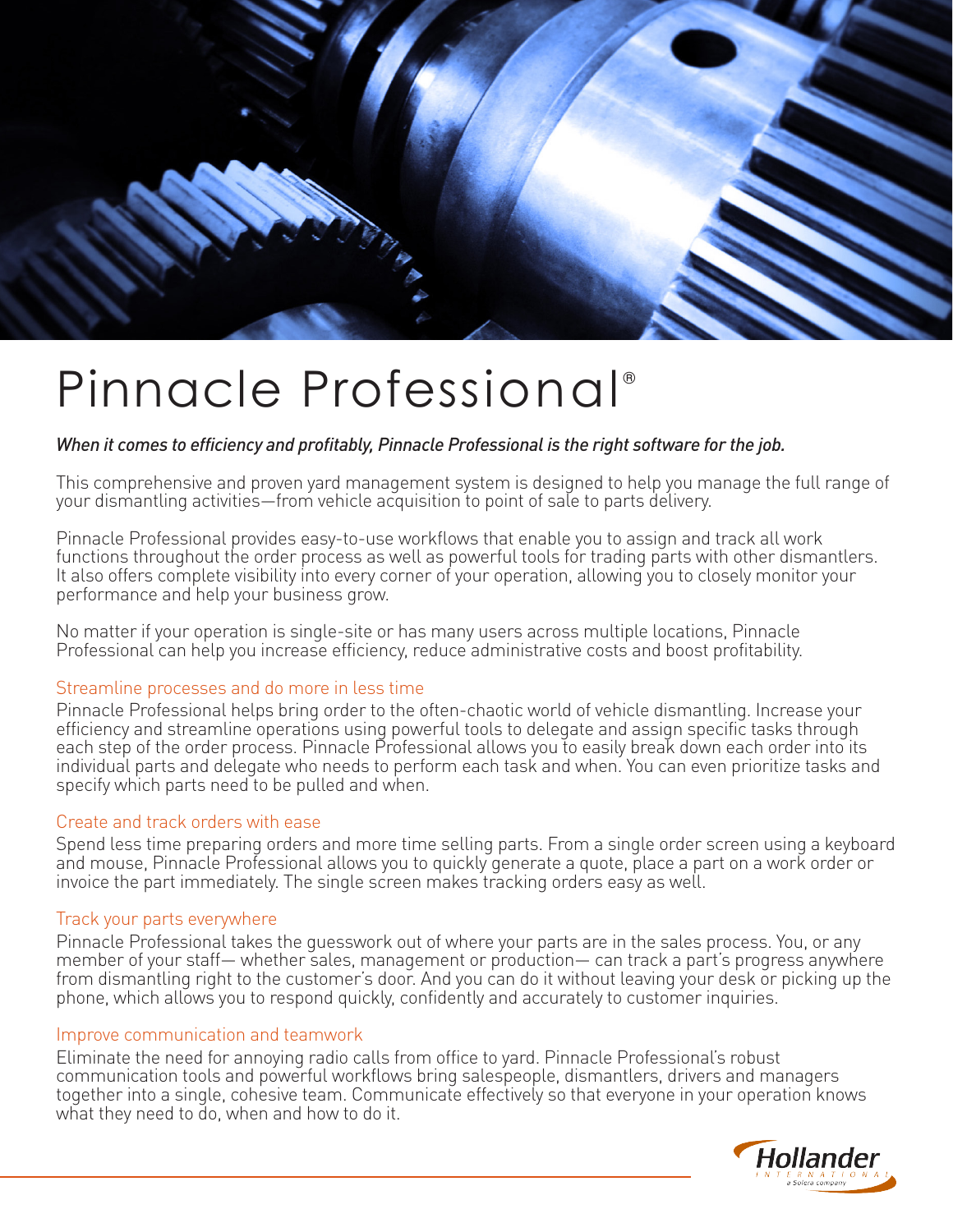# Pinnacle Professional®

*When it comes to efficiency and profitably, Pinnacle Professional is the right software for the job.*

This comprehensive and proven yard management system is designed to help you manage the full range of your dismantling activities—from vehicle acquisition to point of sale to parts delivery.

Pinnacle Professional provides easy-to-use workflows that enable you to assign and track all work functions throughout the order process as well as powerful tools for trading parts with other dismantlers. It also offers complete visibility into every corner of your operation, allowing you to closely monitor your performance and help your business grow.

No matter if your operation is single-site or has many users across multiple locations, Pinnacle Professional can help you increase efficiency, reduce administrative costs and boost profitability.

## Streamline processes and do more in less time

Pinnacle Professional helps bring order to the often-chaotic world of vehicle dismantling. Increase your efficiency and streamline operations using powerful tools to delegate and assign specific tasks through each step of the order process. Pinnacle Professional allows you to easily break down each order into its individual parts and delegate who needs to perform each task and when. You can even prioritize tasks and specify which parts need to be pulled and when.

## Create and track orders with ease

Spend less time preparing orders and more time selling parts. From a single order screen using a keyboard and mouse, Pinnacle Professional allows you to quickly generate a quote, place a part on a work order or invoice the part immediately. The single screen makes tracking orders easy as well.

## Track your parts everywhere

Pinnacle Professional takes the guesswork out of where your parts are in the sales process. You, or any member of your staff— whether sales, management or production— can track a part's progress anywhere from dismantling right to the customer's door. And you can do it without leaving your desk or picking up the phone, which allows you to respond quickly, confidently and accurately to customer inquiries.

## Improve communication and teamwork

Eliminate the need for annoying radio calls from office to yard. Pinnacle Professional's robust communication tools and powerful workflows bring salespeople, dismantlers, drivers and managers together into a single, cohesive team. Communicate effectively so that everyone in your operation knows what they need to do, when and how to do it.

Hollander International — a Solera company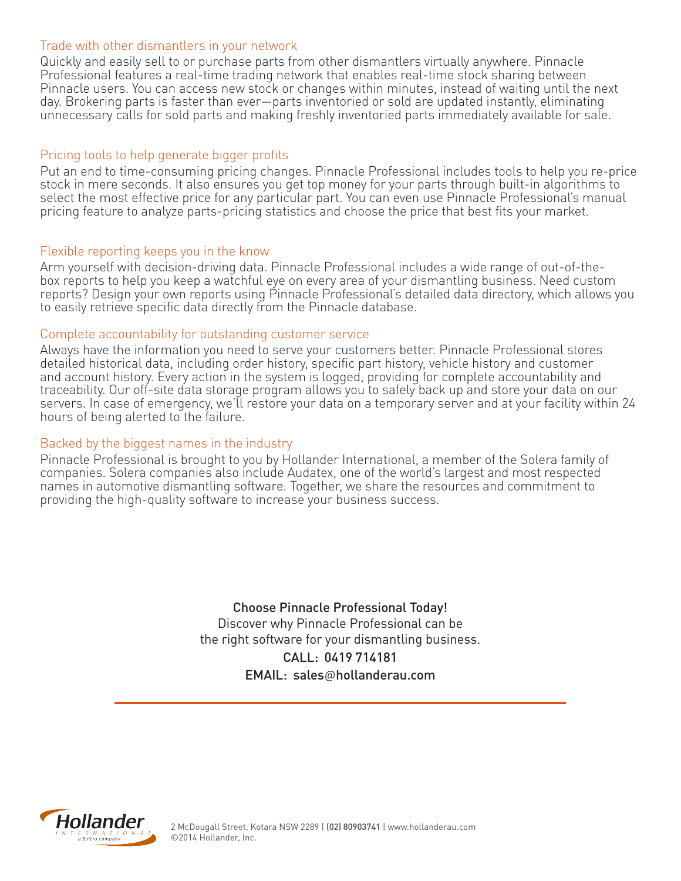## Trade with other dismantlers in your network

Quickly and easily sell to or purchase parts from other dismantlers virtually anywhere. Pinnacle Professional features a real-time trading network that enables real-time stock sharing between Pinnacle users. You can access new stock or changes within minutes, instead of waiting until the next day. Brokering parts is faster than ever—parts inventoried or sold are updated instantly, eliminating unnecessary calls for sold parts and making freshly inventoried parts immediately available for sale.

## Pricing tools to help generate bigger profits

Put an end to time-consuming pricing changes. Pinnacle Professional includes tools to help you re-price stock in mere seconds. It also ensures you get top money for your parts through built-in algorithms to select the most effective price for any particular part. You can even use Pinnacle Professional's manual pricing feature to analyze parts-pricing statistics and choose the price that best fits your market.

## Flexible reporting keeps you in the know

Arm yourself with decision-driving data. Pinnacle Professional includes a wide range of out-of-the-box reports to help you keep a watchful eye on every area of your dismantling business. Need custom reports? Design your own reports using Pinnacle Professional's detailed data directory, which allows you to easily retrieve specific data directly from the Pinnacle database.

## Complete accountability for outstanding customer service

Always have the information you need to serve your customers better. Pinnacle Professional stores detailed historical data, including order history, specific part history, vehicle history and customer and account history. Every action in the system is logged, providing for complete accountability and traceability. Our off-site data storage program allows you to safely back up and store your data on our servers. In case of emergency, we'll restore your data on a temporary server and at your facility within 24 hours of being alerted to the failure.

## Backed by the biggest names in the industry

Pinnacle Professional is brought to you by Hollander International, a member of the Solera family of companies. Solera companies also include Audatex, one of the world's largest and most respected names in automotive dismantling software. Together, we share the resources and commitment to providing the high-quality software to increase your business success.

**Choose Pinnacle Professional Today!**

Discover why Pinnacle Professional can be the right software for your dismantling business.

CALL: 0419 714181

EMAIL: sales@hollanderau.com

Hollander International — a Solera company

2 McDougall Street, Kotara NSW 2289 | **(02) 80903741** | www.hollanderau.com

©2014 Hollander, Inc.